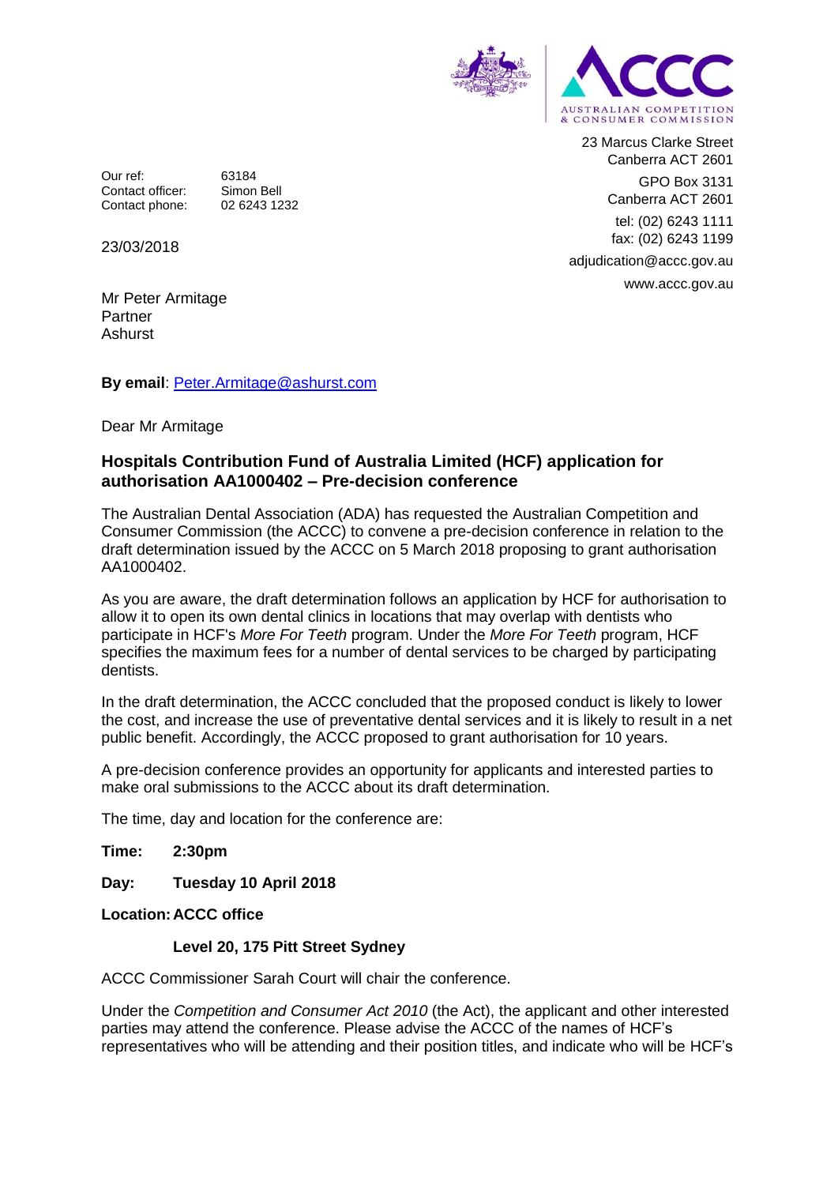23 Marcus Clarke Street
Canberra ACT 2601

GPO Box 3131
Canberra ACT 2601

tel: (02) 6243 1111
fax: (02) 6243 1199

adjudication@accc.gov.au

www.accc.gov.au

Our ref: 63184
Contact officer: Simon Bell
Contact phone: 02 6243 1232

23/03/2018

Mr Peter Armitage
Partner
Ashurst

**By email**: Peter.Armitage@ashurst.com

Dear Mr Armitage

**Hospitals Contribution Fund of Australia Limited (HCF) application for authorisation AA1000402 – Pre-decision conference**

The Australian Dental Association (ADA) has requested the Australian Competition and Consumer Commission (the ACCC) to convene a pre-decision conference in relation to the draft determination issued by the ACCC on 5 March 2018 proposing to grant authorisation AA1000402.

As you are aware, the draft determination follows an application by HCF for authorisation to allow it to open its own dental clinics in locations that may overlap with dentists who participate in HCF's *More For Teeth* program. Under the *More For Teeth* program, HCF specifies the maximum fees for a number of dental services to be charged by participating dentists.

In the draft determination, the ACCC concluded that the proposed conduct is likely to lower the cost, and increase the use of preventative dental services and it is likely to result in a net public benefit. Accordingly, the ACCC proposed to grant authorisation for 10 years.

A pre-decision conference provides an opportunity for applicants and interested parties to make oral submissions to the ACCC about its draft determination.

The time, day and location for the conference are:

**Time: 2:30pm**

**Day: Tuesday 10 April 2018**

**Location: ACCC office**

**Level 20, 175 Pitt Street Sydney**

ACCC Commissioner Sarah Court will chair the conference.

Under the *Competition and Consumer Act 2010* (the Act), the applicant and other interested parties may attend the conference. Please advise the ACCC of the names of HCF's representatives who will be attending and their position titles, and indicate who will be HCF's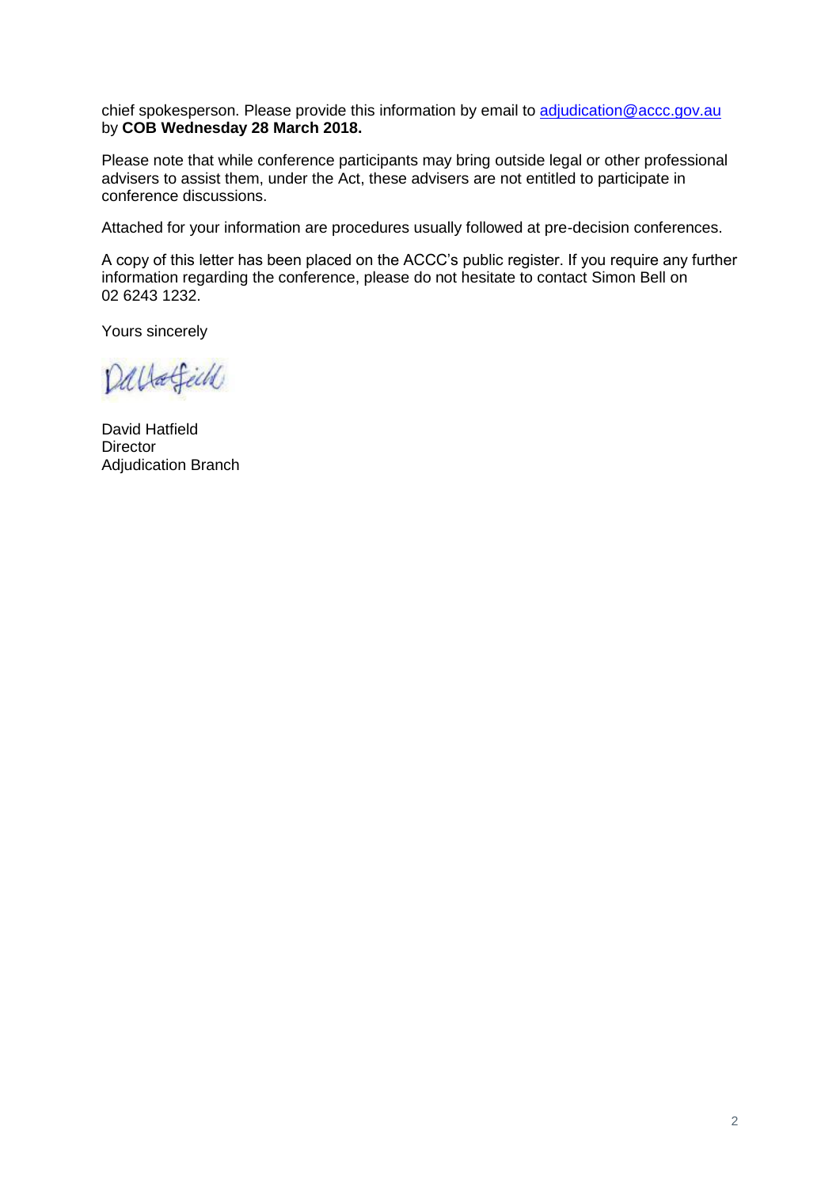chief spokesperson. Please provide this information by email to adjudication@accc.gov.au by **COB Wednesday 28 March 2018.**

Please note that while conference participants may bring outside legal or other professional advisers to assist them, under the Act, these advisers are not entitled to participate in conference discussions.

Attached for your information are procedures usually followed at pre-decision conferences.

A copy of this letter has been placed on the ACCC's public register. If you require any further information regarding the conference, please do not hesitate to contact Simon Bell on 02 6243 1232.

Yours sincerely

David Hatfield
Director
Adjudication Branch